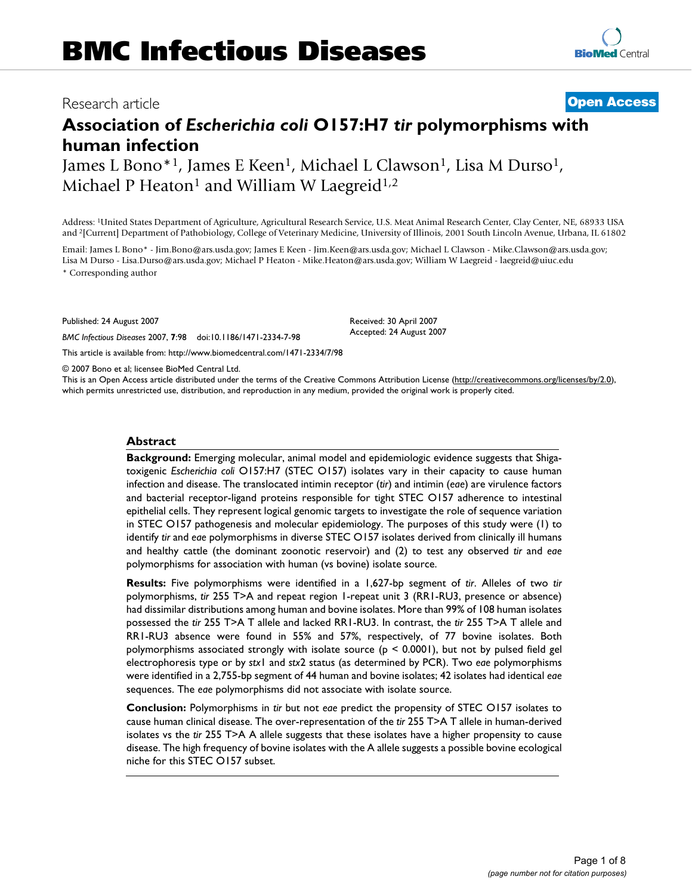BMC Infectious Diseases

Research article

**Open Access**

# Association of *Escherichia coli* O157:H7 *tir* polymorphisms with human infection

James L Bono*[1], James E Keen[1], Michael L Clawson[1], Lisa M Durso[1], Michael P Heaton[1] and William W Laegreid[1,2]

Address: [1]United States Department of Agriculture, Agricultural Research Service, U.S. Meat Animal Research Center, Clay Center, NE, 68933 USA and [2][Current] Department of Pathobiology, College of Veterinary Medicine, University of Illinois, 2001 South Lincoln Avenue, Urbana, IL 61802

Email: James L Bono* - Jim.Bono@ars.usda.gov; James E Keen - Jim.Keen@ars.usda.gov; Michael L Clawson - Mike.Clawson@ars.usda.gov; Lisa M Durso - Lisa.Durso@ars.usda.gov; Michael P Heaton - Mike.Heaton@ars.usda.gov; William W Laegreid - laegreid@uiuc.edu

\* Corresponding author

Published: 24 August 2007

*BMC Infectious Diseases* 2007, **7**:98 doi:10.1186/1471-2334-7-98

Received: 30 April 2007
Accepted: 24 August 2007

This article is available from: http://www.biomedcentral.com/1471-2334/7/98

© 2007 Bono et al; licensee BioMed Central Ltd.
This is an Open Access article distributed under the terms of the Creative Commons Attribution License (http://creativecommons.org/licenses/by/2.0), which permits unrestricted use, distribution, and reproduction in any medium, provided the original work is properly cited.

## Abstract

**Background:** Emerging molecular, animal model and epidemiologic evidence suggests that Shiga-toxigenic *Escherichia coli* O157:H7 (STEC O157) isolates vary in their capacity to cause human infection and disease. The translocated intimin receptor (*tir*) and intimin (*eae*) are virulence factors and bacterial receptor-ligand proteins responsible for tight STEC O157 adherence to intestinal epithelial cells. They represent logical genomic targets to investigate the role of sequence variation in STEC O157 pathogenesis and molecular epidemiology. The purposes of this study were (1) to identify *tir* and *eae* polymorphisms in diverse STEC O157 isolates derived from clinically ill humans and healthy cattle (the dominant zoonotic reservoir) and (2) to test any observed *tir* and *eae* polymorphisms for association with human (vs bovine) isolate source.

**Results:** Five polymorphisms were identified in a 1,627-bp segment of *tir*. Alleles of two *tir* polymorphisms, *tir* 255 T>A and repeat region 1-repeat unit 3 (RR1-RU3, presence or absence) had dissimilar distributions among human and bovine isolates. More than 99% of 108 human isolates possessed the *tir* 255 T>A T allele and lacked RR1-RU3. In contrast, the *tir* 255 T>A T allele and RR1-RU3 absence were found in 55% and 57%, respectively, of 77 bovine isolates. Both polymorphisms associated strongly with isolate source ($p < 0.0001$), but not by pulsed field gel electrophoresis type or by *stx*1 and *stx*2 status (as determined by PCR). Two *eae* polymorphisms were identified in a 2,755-bp segment of 44 human and bovine isolates; 42 isolates had identical *eae* sequences. The *eae* polymorphisms did not associate with isolate source.

**Conclusion:** Polymorphisms in *tir* but not *eae* predict the propensity of STEC O157 isolates to cause human clinical disease. The over-representation of the *tir* 255 T>A T allele in human-derived isolates vs the *tir* 255 T>A A allele suggests that these isolates have a higher propensity to cause disease. The high frequency of bovine isolates with the A allele suggests a possible bovine ecological niche for this STEC O157 subset.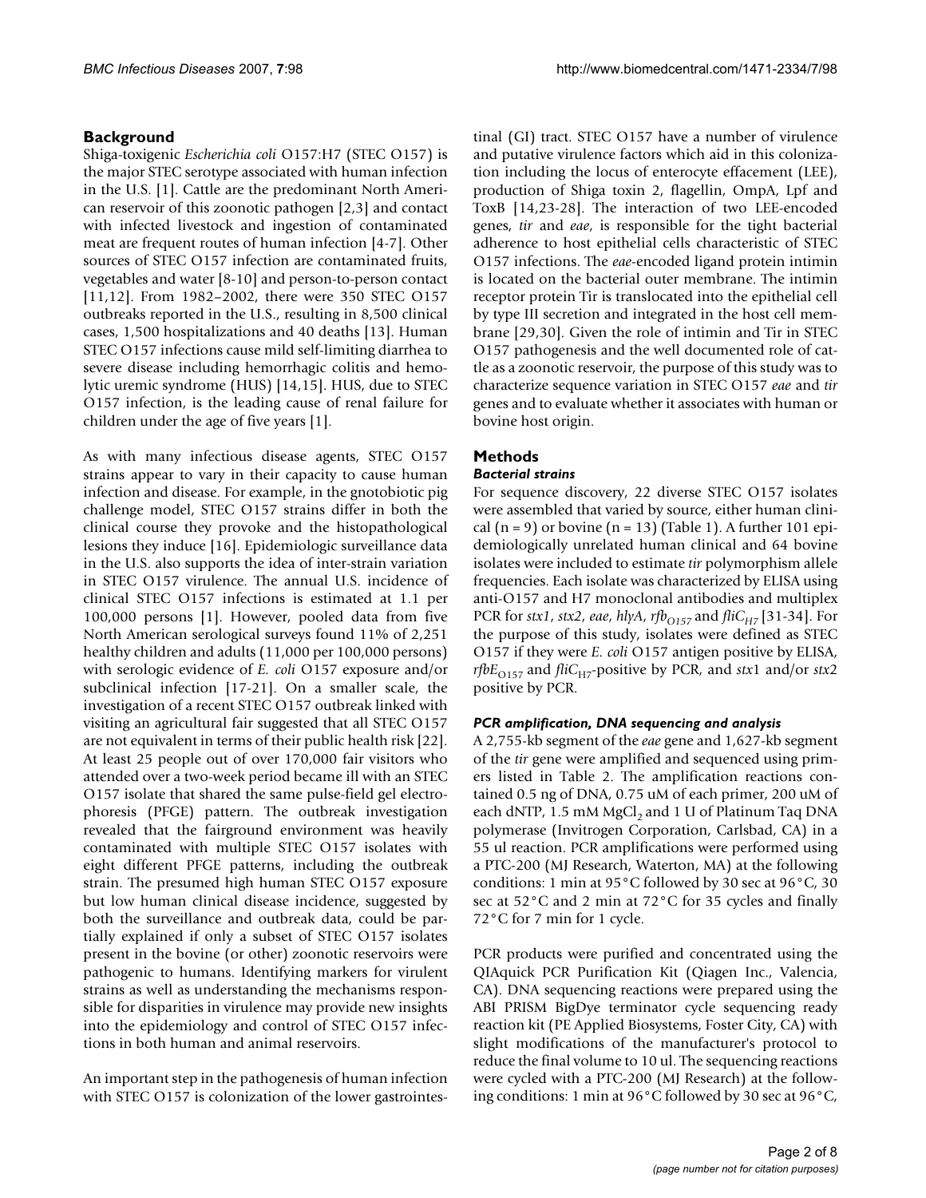## Background

Shiga-toxigenic *Escherichia coli* O157:H7 (STEC O157) is the major STEC serotype associated with human infection in the U.S. [1]. Cattle are the predominant North American reservoir of this zoonotic pathogen [2,3] and contact with infected livestock and ingestion of contaminated meat are frequent routes of human infection [4-7]. Other sources of STEC O157 infection are contaminated fruits, vegetables and water [8-10] and person-to-person contact [11,12]. From 1982–2002, there were 350 STEC O157 outbreaks reported in the U.S., resulting in 8,500 clinical cases, 1,500 hospitalizations and 40 deaths [13]. Human STEC O157 infections cause mild self-limiting diarrhea to severe disease including hemorrhagic colitis and hemolytic uremic syndrome (HUS) [14,15]. HUS, due to STEC O157 infection, is the leading cause of renal failure for children under the age of five years [1].

As with many infectious disease agents, STEC O157 strains appear to vary in their capacity to cause human infection and disease. For example, in the gnotobiotic pig challenge model, STEC O157 strains differ in both the clinical course they provoke and the histopathological lesions they induce [16]. Epidemiologic surveillance data in the U.S. also supports the idea of inter-strain variation in STEC O157 virulence. The annual U.S. incidence of clinical STEC O157 infections is estimated at 1.1 per 100,000 persons [1]. However, pooled data from five North American serological surveys found 11% of 2,251 healthy children and adults (11,000 per 100,000 persons) with serologic evidence of *E. coli* O157 exposure and/or subclinical infection [17-21]. On a smaller scale, the investigation of a recent STEC O157 outbreak linked with visiting an agricultural fair suggested that all STEC O157 are not equivalent in terms of their public health risk [22]. At least 25 people out of over 170,000 fair visitors who attended over a two-week period became ill with an STEC O157 isolate that shared the same pulse-field gel electrophoresis (PFGE) pattern. The outbreak investigation revealed that the fairground environment was heavily contaminated with multiple STEC O157 isolates with eight different PFGE patterns, including the outbreak strain. The presumed high human STEC O157 exposure but low human clinical disease incidence, suggested by both the surveillance and outbreak data, could be partially explained if only a subset of STEC O157 isolates present in the bovine (or other) zoonotic reservoirs were pathogenic to humans. Identifying markers for virulent strains as well as understanding the mechanisms responsible for disparities in virulence may provide new insights into the epidemiology and control of STEC O157 infections in both human and animal reservoirs.

An important step in the pathogenesis of human infection with STEC O157 is colonization of the lower gastrointestinal (GI) tract. STEC O157 have a number of virulence and putative virulence factors which aid in this colonization including the locus of enterocyte effacement (LEE), production of Shiga toxin 2, flagellin, OmpA, Lpf and ToxB [14,23-28]. The interaction of two LEE-encoded genes, *tir* and *eae*, is responsible for the tight bacterial adherence to host epithelial cells characteristic of STEC O157 infections. The *eae*-encoded ligand protein intimin is located on the bacterial outer membrane. The intimin receptor protein Tir is translocated into the epithelial cell by type III secretion and integrated in the host cell membrane [29,30]. Given the role of intimin and Tir in STEC O157 pathogenesis and the well documented role of cattle as a zoonotic reservoir, the purpose of this study was to characterize sequence variation in STEC O157 *eae* and *tir* genes and to evaluate whether it associates with human or bovine host origin.

## Methods

### *Bacterial strains*

For sequence discovery, 22 diverse STEC O157 isolates were assembled that varied by source, either human clinical (n = 9) or bovine (n = 13) (Table 1). A further 101 epidemiologically unrelated human clinical and 64 bovine isolates were included to estimate *tir* polymorphism allele frequencies. Each isolate was characterized by ELISA using anti-O157 and H7 monoclonal antibodies and multiplex PCR for *stx1*, *stx2*, *eae*, *hlyA*, $rfb_{O157}$ and $fliC_{H7}$ [31-34]. For the purpose of this study, isolates were defined as STEC O157 if they were *E. coli* O157 antigen positive by ELISA, $rfbE_{O157}$ and $fliC_{H7}$-positive by PCR, and *stx*1 and/or *stx*2 positive by PCR.

### *PCR amplification, DNA sequencing and analysis*

A 2,755-kb segment of the *eae* gene and 1,627-kb segment of the *tir* gene were amplified and sequenced using primers listed in Table 2. The amplification reactions contained 0.5 ng of DNA, 0.75 uM of each primer, 200 uM of each dNTP, 1.5 mM $MgCl_2$ and 1 U of Platinum Taq DNA polymerase (Invitrogen Corporation, Carlsbad, CA) in a 55 ul reaction. PCR amplifications were performed using a PTC-200 (MJ Research, Waterton, MA) at the following conditions: 1 min at 95°C followed by 30 sec at 96°C, 30 sec at 52°C and 2 min at 72°C for 35 cycles and finally 72°C for 7 min for 1 cycle.

PCR products were purified and concentrated using the QIAquick PCR Purification Kit (Qiagen Inc., Valencia, CA). DNA sequencing reactions were prepared using the ABI PRISM BigDye terminator cycle sequencing ready reaction kit (PE Applied Biosystems, Foster City, CA) with slight modifications of the manufacturer's protocol to reduce the final volume to 10 ul. The sequencing reactions were cycled with a PTC-200 (MJ Research) at the following conditions: 1 min at 96°C followed by 30 sec at 96°C,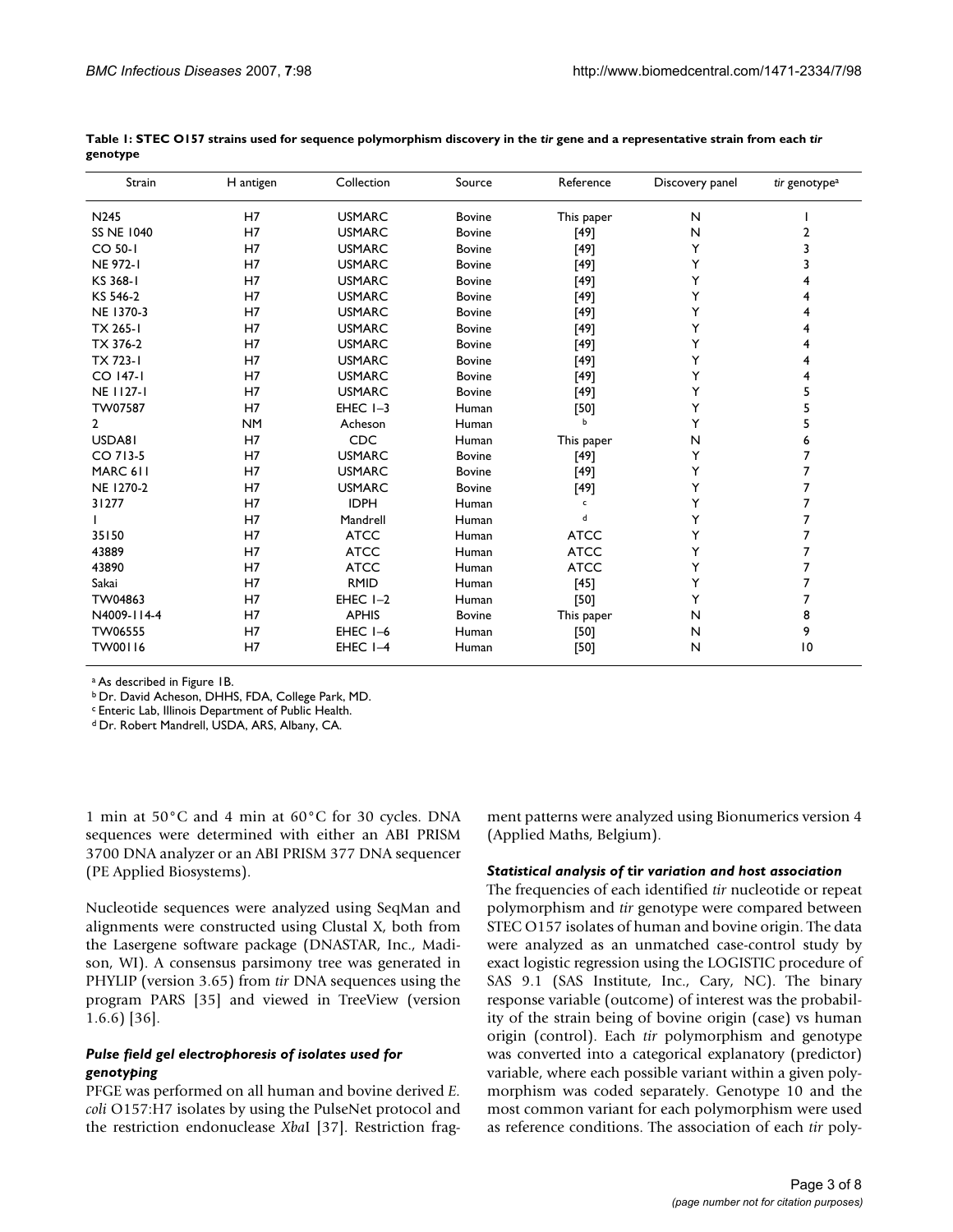**Table 1: STEC O157 strains used for sequence polymorphism discovery in the *tir* gene and a representative strain from each *tir* genotype**

| Strain | H antigen | Collection | Source | Reference | Discovery panel | *tir* genotype[a] |
|---|---|---|---|---|---|---|
| N245 | H7 | USMARC | Bovine | This paper | N | 1 |
| SS NE 1040 | H7 | USMARC | Bovine | [49] | N | 2 |
| CO 50-1 | H7 | USMARC | Bovine | [49] | Y | 3 |
| NE 972-1 | H7 | USMARC | Bovine | [49] | Y | 3 |
| KS 368-1 | H7 | USMARC | Bovine | [49] | Y | 4 |
| KS 546-2 | H7 | USMARC | Bovine | [49] | Y | 4 |
| NE 1370-3 | H7 | USMARC | Bovine | [49] | Y | 4 |
| TX 265-1 | H7 | USMARC | Bovine | [49] | Y | 4 |
| TX 376-2 | H7 | USMARC | Bovine | [49] | Y | 4 |
| TX 723-1 | H7 | USMARC | Bovine | [49] | Y | 4 |
| CO 147-1 | H7 | USMARC | Bovine | [49] | Y | 4 |
| NE 1127-1 | H7 | USMARC | Bovine | [49] | Y | 5 |
| TW07587 | H7 | EHEC 1–3 | Human | [50] | Y | 5 |
| 2 | NM | Acheson | Human | b | Y | 5 |
| USDA81 | H7 | CDC | Human | This paper | N | 6 |
| CO 713-5 | H7 | USMARC | Bovine | [49] | Y | 7 |
| MARC 611 | H7 | USMARC | Bovine | [49] | Y | 7 |
| NE 1270-2 | H7 | USMARC | Bovine | [49] | Y | 7 |
| 31277 | H7 | IDPH | Human | c | Y | 7 |
| 1 | H7 | Mandrell | Human | d | Y | 7 |
| 35150 | H7 | ATCC | Human | ATCC | Y | 7 |
| 43889 | H7 | ATCC | Human | ATCC | Y | 7 |
| 43890 | H7 | ATCC | Human | ATCC | Y | 7 |
| Sakai | H7 | RMID | Human | [45] | Y | 7 |
| TW04863 | H7 | EHEC 1–2 | Human | [50] | Y | 7 |
| N4009-114-4 | H7 | APHIS | Bovine | This paper | N | 8 |
| TW06555 | H7 | EHEC 1–6 | Human | [50] | N | 9 |
| TW00116 | H7 | EHEC 1–4 | Human | [50] | N | 10 |

[a] As described in Figure 1B.
[b] Dr. David Acheson, DHHS, FDA, College Park, MD.
[c] Enteric Lab, Illinois Department of Public Health.
[d] Dr. Robert Mandrell, USDA, ARS, Albany, CA.

1 min at 50°C and 4 min at 60°C for 30 cycles. DNA sequences were determined with either an ABI PRISM 3700 DNA analyzer or an ABI PRISM 377 DNA sequencer (PE Applied Biosystems).

Nucleotide sequences were analyzed using SeqMan and alignments were constructed using Clustal X, both from the Lasergene software package (DNASTAR, Inc., Madison, WI). A consensus parsimony tree was generated in PHYLIP (version 3.65) from *tir* DNA sequences using the program PARS [35] and viewed in TreeView (version 1.6.6) [36].

### *Pulse field gel electrophoresis of isolates used for genotyping*

PFGE was performed on all human and bovine derived *E. coli* O157:H7 isolates by using the PulseNet protocol and the restriction endonuclease *Xba*I [37]. Restriction fragment patterns were analyzed using Bionumerics version 4 (Applied Maths, Belgium).

### *Statistical analysis of* tir *variation and host association*

The frequencies of each identified *tir* nucleotide or repeat polymorphism and *tir* genotype were compared between STEC O157 isolates of human and bovine origin. The data were analyzed as an unmatched case-control study by exact logistic regression using the LOGISTIC procedure of SAS 9.1 (SAS Institute, Inc., Cary, NC). The binary response variable (outcome) of interest was the probability of the strain being of bovine origin (case) vs human origin (control). Each *tir* polymorphism and genotype was converted into a categorical explanatory (predictor) variable, where each possible variant within a given polymorphism was coded separately. Genotype 10 and the most common variant for each polymorphism were used as reference conditions. The association of each *tir* poly-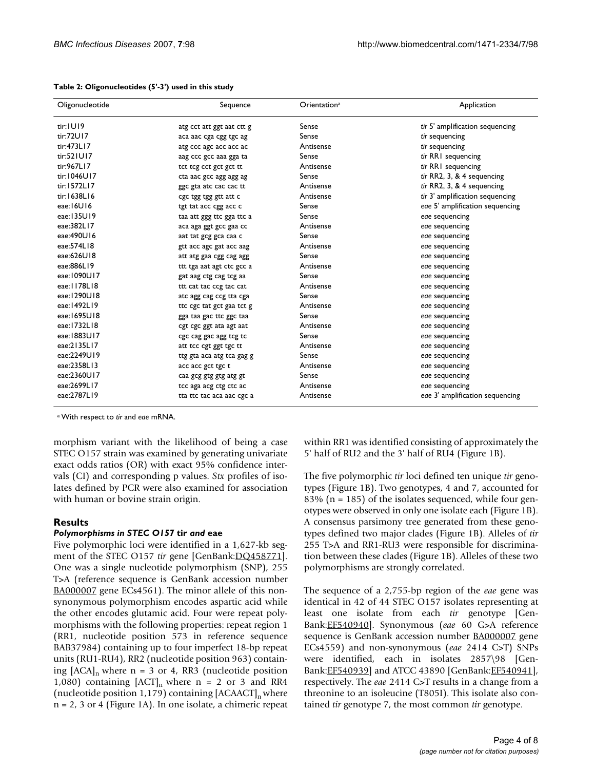**Table 2: Oligonucleotides (5'-3') used in this study**

| Oligonucleotide | Sequence | Orientation[a] | Application |
|---|---|---|---|
| tir:1U19 | atg cct att ggt aat ctt g | Sense | *tir* 5' amplification sequencing |
| tir:72U17 | aca aac cga cgg tgc ag | Sense | *tir* sequencing |
| tir:473L17 | atg ccc agc acc acc ac | Antisense | *tir* sequencing |
| tir:521U17 | aag ccc gcc aaa gga ta | Sense | *tir* RR1 sequencing |
| tir:967L17 | tct tcg cct gct gct tt | Antisense | *tir* RR1 sequencing |
| tir:1046U17 | cta aac gcc agg agg ag | Sense | *tir* RR2, 3, & 4 sequencing |
| tir:1572L17 | ggc gta atc cac cac tt | Antisense | *tir* RR2, 3, & 4 sequencing |
| tir:1638L16 | cgc tgg tgg gtt att c | Antisense | *tir* 3' amplification sequencing |
| eae:16U16 | tgt tat acc cgg acc c | Sense | *eae* 5' amplification sequencing |
| eae:135U19 | taa att ggg ttc gga ttc a | Sense | *eae* sequencing |
| eae:382L17 | aca aga ggt gcc gaa cc | Antisense | *eae* sequencing |
| eae:490U16 | aat tat gcg gca caa c | Sense | *eae* sequencing |
| eae:574L18 | gtt acc agc gat acc aag | Antisense | *eae* sequencing |
| eae:626U18 | att atg gaa cgg cag agg | Sense | *eae* sequencing |
| eae:886L19 | ttt tga aat agt ctc gcc a | Antisense | *eae* sequencing |
| eae:1090U17 | gat aag ctg cag tcg aa | Sense | *eae* sequencing |
| eae:1178L18 | ttt cat tac ccg tac cat | Antisense | *eae* sequencing |
| eae:1290U18 | atc agg cag ccg tta cga | Sense | *eae* sequencing |
| eae:1492L19 | ttc cgc tat gct gaa tct g | Antisense | *eae* sequencing |
| eae:1695U18 | gga taa gac ttc ggc taa | Sense | *eae* sequencing |
| eae:1732L18 | cgt cgc ggt ata agt aat | Antisense | *eae* sequencing |
| eae:1883U17 | cgc cag gac agg tcg tc | Sense | *eae* sequencing |
| eae:2135L17 | att tcc cgt ggt tgc tt | Antisense | *eae* sequencing |
| eae:2249U19 | ttg gta aca atg tca gag g | Sense | *eae* sequencing |
| eae:2358L13 | acc acc gct tgc t | Antisense | *eae* sequencing |
| eae:2360U17 | caa gcg gtg gtg atg gt | Sense | *eae* sequencing |
| eae:2699L17 | tcc aga acg ctg ctc ac | Antisense | *eae* sequencing |
| eae:2787L19 | tta ttc tac aca aac cgc a | Antisense | *eae* 3' amplification sequencing |

[a] With respect to *tir* and *eae* mRNA.

morphism variant with the likelihood of being a case STEC O157 strain was examined by generating univariate exact odds ratios (OR) with exact 95% confidence intervals (CI) and corresponding p values. *Stx* profiles of isolates defined by PCR were also examined for association with human or bovine strain origin.

## Results

### *Polymorphisms in STEC O157* tir *and* eae

Five polymorphic loci were identified in a 1,627-kb segment of the STEC O157 *tir* gene [GenBank:DQ458771]. One was a single nucleotide polymorphism (SNP), 255 T>A (reference sequence is GenBank accession number BA000007 gene ECs4561). The minor allele of this non-synonymous polymorphism encodes aspartic acid while the other encodes glutamic acid. Four were repeat polymorphisms with the following properties: repeat region 1 (RR1, nucleotide position 573 in reference sequence BAB37984) containing up to four imperfect 18-bp repeat units (RU1-RU4), RR2 (nucleotide position 963) containing $[ACA]_n$ where n = 3 or 4, RR3 (nucleotide position 1,080) containing $[ACT]_n$ where n = 2 or 3 and RR4 (nucleotide position 1,179) containing $[ACAACT]_n$ where n = 2, 3 or 4 (Figure 1A). In one isolate, a chimeric repeat within RR1 was identified consisting of approximately the 5' half of RU2 and the 3' half of RU4 (Figure 1B).

The five polymorphic *tir* loci defined ten unique *tir* genotypes (Figure 1B). Two genotypes, 4 and 7, accounted for 83% (n = 185) of the isolates sequenced, while four genotypes were observed in only one isolate each (Figure 1B). A consensus parsimony tree generated from these genotypes defined two major clades (Figure 1B). Alleles of *tir* 255 T>A and RR1-RU3 were responsible for discrimination between these clades (Figure 1B). Alleles of these two polymorphisms are strongly correlated.

The sequence of a 2,755-bp region of the *eae* gene was identical in 42 of 44 STEC O157 isolates representing at least one isolate from each *tir* genotype [GenBank:EF540940]. Synonymous (*eae* 60 G>A reference sequence is GenBank accession number BA000007 gene ECs4559) and non-synonymous (*eae* 2414 C>T) SNPs were identified, each in isolates 2857\98 [GenBank:EF540939] and ATCC 43890 [GenBank:EF540941], respectively. The *eae* 2414 C>T results in a change from a threonine to an isoleucine (T805I). This isolate also contained *tir* genotype 7, the most common *tir* genotype.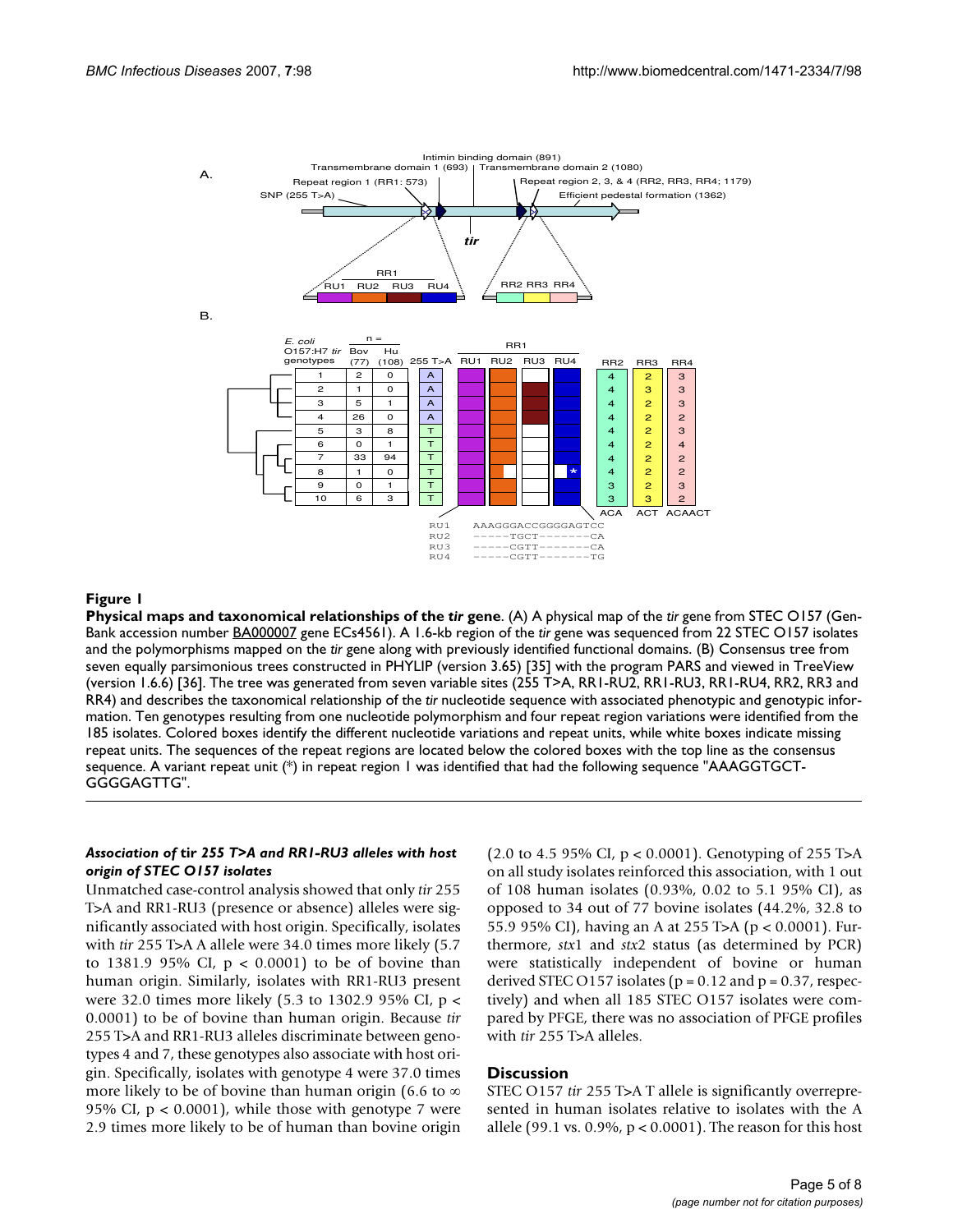**Figure 1**

**Physical maps and taxonomical relationships of the *tir* gene**. (A) A physical map of the *tir* gene from STEC O157 (GenBank accession number BA000007 gene ECs4561). A 1.6-kb region of the *tir* gene was sequenced from 22 STEC O157 isolates and the polymorphisms mapped on the *tir* gene along with previously identified functional domains. (B) Consensus tree from seven equally parsimonious trees constructed in PHYLIP (version 3.65) [35] with the program PARS and viewed in TreeView (version 1.6.6) [36]. The tree was generated from seven variable sites (255 T>A, RR1-RU2, RR1-RU3, RR1-RU4, RR2, RR3 and RR4) and describes the taxonomical relationship of the *tir* nucleotide sequence with associated phenotypic and genotypic information. Ten genotypes resulting from one nucleotide polymorphism and four repeat region variations were identified from the 185 isolates. Colored boxes identify the different nucleotide variations and repeat units, while white boxes indicate missing repeat units. The sequences of the repeat regions are located below the colored boxes with the top line as the consensus sequence. A variant repeat unit (*) in repeat region 1 was identified that had the following sequence "AAAGGTGCT-GGGGAGTTG".

### *Association of* tir *255 T>A and RR1-RU3 alleles with host origin of STEC O157 isolates*

Unmatched case-control analysis showed that only *tir* 255 T>A and RR1-RU3 (presence or absence) alleles were significantly associated with host origin. Specifically, isolates with *tir* 255 T>A A allele were 34.0 times more likely (5.7 to 1381.9 95% CI, $p < 0.0001$) to be of bovine than human origin. Similarly, isolates with RR1-RU3 present were 32.0 times more likely (5.3 to 1302.9 95% CI, $p < 0.0001$) to be of bovine than human origin. Because *tir* 255 T>A and RR1-RU3 alleles discriminate between genotypes 4 and 7, these genotypes also associate with host origin. Specifically, isolates with genotype 4 were 37.0 times more likely to be of bovine than human origin (6.6 to $\infty$ 95% CI, $p < 0.0001$), while those with genotype 7 were 2.9 times more likely to be of human than bovine origin (2.0 to 4.5 95% CI, $p < 0.0001$). Genotyping of 255 T>A on all study isolates reinforced this association, with 1 out of 108 human isolates (0.93%, 0.02 to 5.1 95% CI), as opposed to 34 out of 77 bovine isolates (44.2%, 32.8 to 55.9 95% CI), having an A at 255 T>A ($p < 0.0001$). Furthermore, *stx*1 and *stx*2 status (as determined by PCR) were statistically independent of bovine or human derived STEC O157 isolates ($p = 0.12$ and $p = 0.37$, respectively) and when all 185 STEC O157 isolates were compared by PFGE, there was no association of PFGE profiles with *tir* 255 T>A alleles.

## Discussion

STEC O157 *tir* 255 T>A T allele is significantly overrepresented in human isolates relative to isolates with the A allele (99.1 vs. 0.9%, $p < 0.0001$). The reason for this host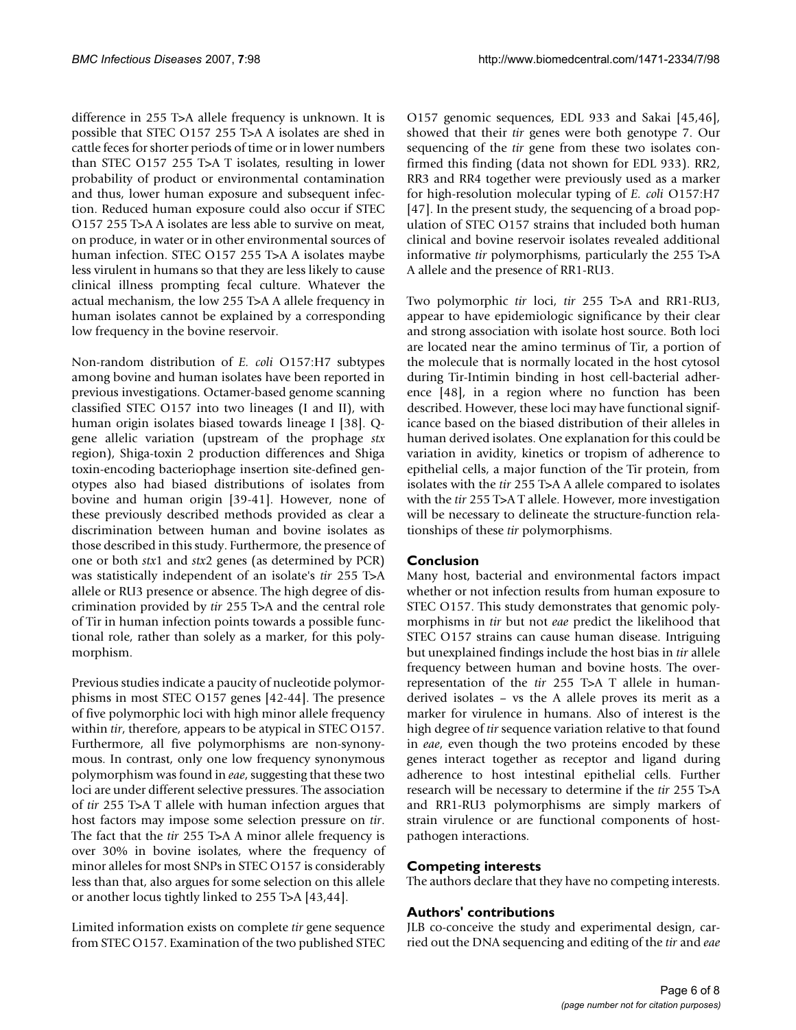difference in 255 T>A allele frequency is unknown. It is possible that STEC O157 255 T>A A isolates are shed in cattle feces for shorter periods of time or in lower numbers than STEC O157 255 T>A T isolates, resulting in lower probability of product or environmental contamination and thus, lower human exposure and subsequent infection. Reduced human exposure could also occur if STEC O157 255 T>A A isolates are less able to survive on meat, on produce, in water or in other environmental sources of human infection. STEC O157 255 T>A A isolates maybe less virulent in humans so that they are less likely to cause clinical illness prompting fecal culture. Whatever the actual mechanism, the low 255 T>A A allele frequency in human isolates cannot be explained by a corresponding low frequency in the bovine reservoir.

Non-random distribution of *E. coli* O157:H7 subtypes among bovine and human isolates have been reported in previous investigations. Octamer-based genome scanning classified STEC O157 into two lineages (I and II), with human origin isolates biased towards lineage I [38]. Q-gene allelic variation (upstream of the prophage *stx* region), Shiga-toxin 2 production differences and Shiga toxin-encoding bacteriophage insertion site-defined genotypes also had biased distributions of isolates from bovine and human origin [39-41]. However, none of these previously described methods provided as clear a discrimination between human and bovine isolates as those described in this study. Furthermore, the presence of one or both *stx*1 and *stx*2 genes (as determined by PCR) was statistically independent of an isolate's *tir* 255 T>A allele or RU3 presence or absence. The high degree of discrimination provided by *tir* 255 T>A and the central role of Tir in human infection points towards a possible functional role, rather than solely as a marker, for this polymorphism.

Previous studies indicate a paucity of nucleotide polymorphisms in most STEC O157 genes [42-44]. The presence of five polymorphic loci with high minor allele frequency within *tir*, therefore, appears to be atypical in STEC O157. Furthermore, all five polymorphisms are non-synonymous. In contrast, only one low frequency synonymous polymorphism was found in *eae*, suggesting that these two loci are under different selective pressures. The association of *tir* 255 T>A T allele with human infection argues that host factors may impose some selection pressure on *tir*. The fact that the *tir* 255 T>A A minor allele frequency is over 30% in bovine isolates, where the frequency of minor alleles for most SNPs in STEC O157 is considerably less than that, also argues for some selection on this allele or another locus tightly linked to 255 T>A [43,44].

Limited information exists on complete *tir* gene sequence from STEC O157. Examination of the two published STEC O157 genomic sequences, EDL 933 and Sakai [45,46], showed that their *tir* genes were both genotype 7. Our sequencing of the *tir* gene from these two isolates confirmed this finding (data not shown for EDL 933). RR2, RR3 and RR4 together were previously used as a marker for high-resolution molecular typing of *E. coli* O157:H7 [47]. In the present study, the sequencing of a broad population of STEC O157 strains that included both human clinical and bovine reservoir isolates revealed additional informative *tir* polymorphisms, particularly the 255 T>A A allele and the presence of RR1-RU3.

Two polymorphic *tir* loci, *tir* 255 T>A and RR1-RU3, appear to have epidemiologic significance by their clear and strong association with isolate host source. Both loci are located near the amino terminus of Tir, a portion of the molecule that is normally located in the host cytosol during Tir-Intimin binding in host cell-bacterial adherence [48], in a region where no function has been described. However, these loci may have functional significance based on the biased distribution of their alleles in human derived isolates. One explanation for this could be variation in avidity, kinetics or tropism of adherence to epithelial cells, a major function of the Tir protein, from isolates with the *tir* 255 T>A A allele compared to isolates with the *tir* 255 T>A T allele. However, more investigation will be necessary to delineate the structure-function relationships of these *tir* polymorphisms.

## Conclusion

Many host, bacterial and environmental factors impact whether or not infection results from human exposure to STEC O157. This study demonstrates that genomic polymorphisms in *tir* but not *eae* predict the likelihood that STEC O157 strains can cause human disease. Intriguing but unexplained findings include the host bias in *tir* allele frequency between human and bovine hosts. The over-representation of the *tir* 255 T>A T allele in human-derived isolates – vs the A allele proves its merit as a marker for virulence in humans. Also of interest is the high degree of *tir* sequence variation relative to that found in *eae*, even though the two proteins encoded by these genes interact together as receptor and ligand during adherence to host intestinal epithelial cells. Further research will be necessary to determine if the *tir* 255 T>A and RR1-RU3 polymorphisms are simply markers of strain virulence or are functional components of host-pathogen interactions.

## Competing interests

The authors declare that they have no competing interests.

## Authors' contributions

JLB co-conceive the study and experimental design, carried out the DNA sequencing and editing of the *tir* and *eae*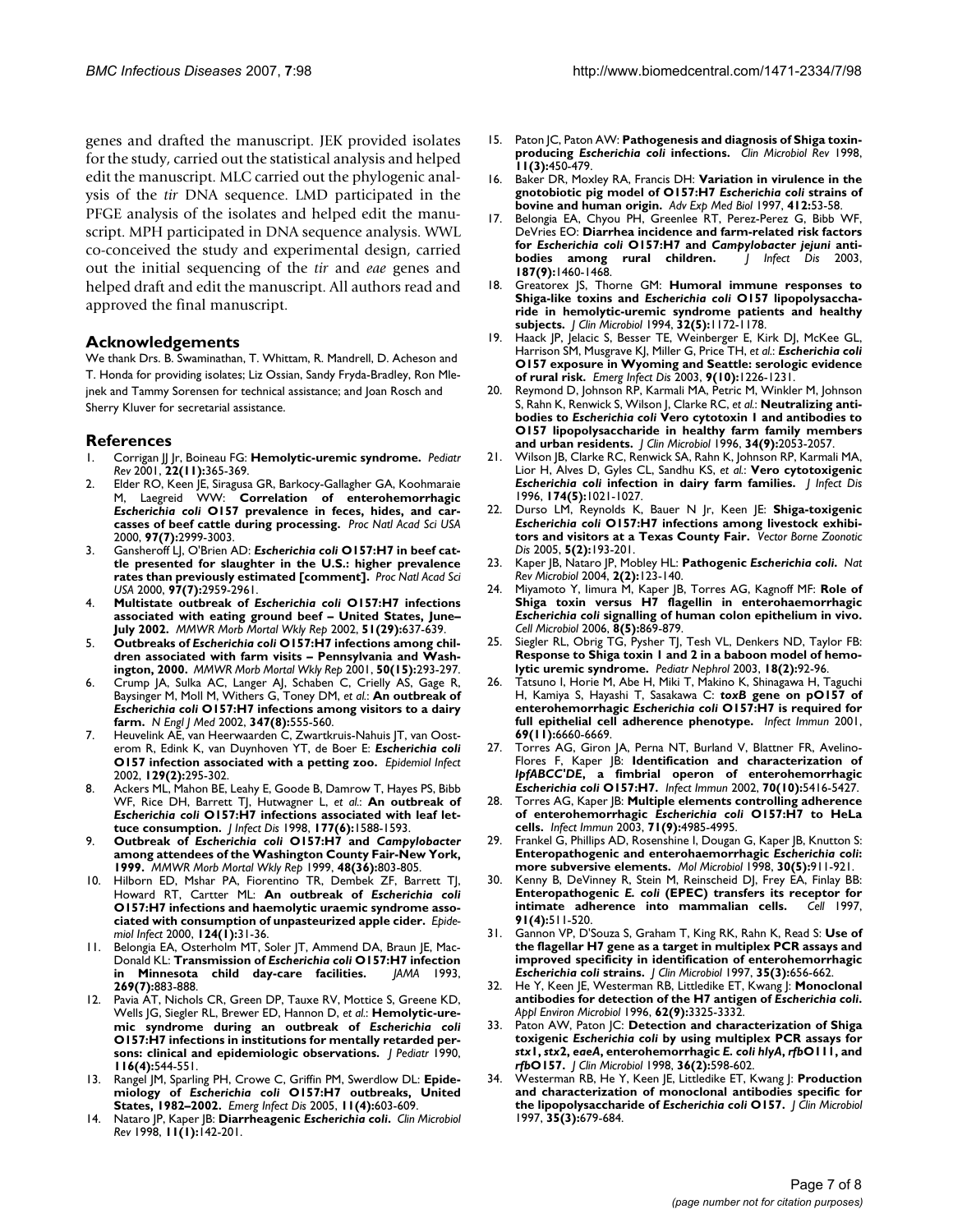genes and drafted the manuscript. JEK provided isolates for the study, carried out the statistical analysis and helped edit the manuscript. MLC carried out the phylogenic analysis of the *tir* DNA sequence. LMD participated in the PFGE analysis of the isolates and helped edit the manuscript. MPH participated in DNA sequence analysis. WWL co-conceived the study and experimental design, carried out the initial sequencing of the *tir* and *eae* genes and helped draft and edit the manuscript. All authors read and approved the final manuscript.

## Acknowledgements

We thank Drs. B. Swaminathan, T. Whittam, R. Mandrell, D. Acheson and T. Honda for providing isolates; Liz Ossian, Sandy Fryda-Bradley, Ron Mlejnek and Tammy Sorensen for technical assistance; and Joan Rosch and Sherry Kluver for secretarial assistance.

## References

1. Corrigan JJ Jr, Boineau FG: **Hemolytic-uremic syndrome.** *Pediatr Rev* 2001, **22(11):**365-369.
2. Elder RO, Keen JE, Siragusa GR, Barkocy-Gallagher GA, Koohmaraie M, Laegreid WW: **Correlation of enterohemorrhagic *Escherichia coli* O157 prevalence in feces, hides, and carcasses of beef cattle during processing.** *Proc Natl Acad Sci USA* 2000, **97(7):**2999-3003.
3. Gansheroff LJ, O'Brien AD: ***Escherichia coli* O157:H7 in beef cattle presented for slaughter in the U.S.: higher prevalence rates than previously estimated [comment].** *Proc Natl Acad Sci USA* 2000, **97(7):**2959-2961.
4. **Multistate outbreak of *Escherichia coli* O157:H7 infections associated with eating ground beef – United States, June–July 2002.** *MMWR Morb Mortal Wkly Rep* 2002, **51(29):**637-639.
5. **Outbreaks of *Escherichia coli* O157:H7 infections among children associated with farm visits – Pennsylvania and Washington, 2000.** *MMWR Morb Mortal Wkly Rep* 2001, **50(15):**293-297.
6. Crump JA, Sulka AC, Langer AJ, Schaben C, Crielly AS, Gage R, Baysinger M, Moll M, Withers G, Toney DM, *et al.*: **An outbreak of *Escherichia coli* O157:H7 infections among visitors to a dairy farm.** *N Engl J Med* 2002, **347(8):**555-560.
7. Heuvelink AE, van Heerwaarden C, Zwartkruis-Nahuis JT, van Oosterom R, Edink K, van Duynhoven YT, de Boer E: ***Escherichia coli* O157 infection associated with a petting zoo.** *Epidemiol Infect* 2002, **129(2):**295-302.
8. Ackers ML, Mahon BE, Leahy E, Goode B, Damrow T, Hayes PS, Bibb WF, Rice DH, Barrett TJ, Hutwagner L, *et al.*: **An outbreak of *Escherichia coli* O157:H7 infections associated with leaf lettuce consumption.** *J Infect Dis* 1998, **177(6):**1588-1593.
9. **Outbreak of *Escherichia coli* O157:H7 and *Campylobacter* among attendees of the Washington County Fair-New York, 1999.** *MMWR Morb Mortal Wkly Rep* 1999, **48(36):**803-805.
10. Hilborn ED, Mshar PA, Fiorentino TR, Dembek ZF, Barrett TJ, Howard RT, Cartter ML: **An outbreak of *Escherichia coli* O157:H7 infections and haemolytic uraemic syndrome associated with consumption of unpasteurized apple cider.** *Epidemiol Infect* 2000, **124(1):**31-36.
11. Belongia EA, Osterholm MT, Soler JT, Ammend DA, Braun JE, MacDonald KL: **Transmission of *Escherichia coli* O157:H7 infection in Minnesota child day-care facilities.** *JAMA* 1993, **269(7):**883-888.
12. Pavia AT, Nichols CR, Green DP, Tauxe RV, Mottice S, Greene KD, Wells JG, Siegler RL, Brewer ED, Hannon D, *et al.*: **Hemolytic-uremic syndrome during an outbreak of *Escherichia coli* O157:H7 infections in institutions for mentally retarded persons: clinical and epidemiologic observations.** *J Pediatr* 1990, **116(4):**544-551.
13. Rangel JM, Sparling PH, Crowe C, Griffin PM, Swerdlow DL: **Epidemiology of *Escherichia coli* O157:H7 outbreaks, United States, 1982–2002.** *Emerg Infect Dis* 2005, **11(4):**603-609.
14. Nataro JP, Kaper JB: **Diarrheagenic *Escherichia coli*.** *Clin Microbiol Rev* 1998, **11(1):**142-201.
15. Paton JC, Paton AW: **Pathogenesis and diagnosis of Shiga toxin-producing *Escherichia coli* infections.** *Clin Microbiol Rev* 1998, **11(3):**450-479.
16. Baker DR, Moxley RA, Francis DH: **Variation in virulence in the gnotobiotic pig model of O157:H7 *Escherichia coli* strains of bovine and human origin.** *Adv Exp Med Biol* 1997, **412:**53-58.
17. Belongia EA, Chyou PH, Greenlee RT, Perez-Perez G, Bibb WF, DeVries EO: **Diarrhea incidence and farm-related risk factors for *Escherichia coli* O157:H7 and *Campylobacter jejuni* antibodies among rural children.** *J Infect Dis* 2003, **187(9):**1460-1468.
18. Greatorex JS, Thorne GM: **Humoral immune responses to Shiga-like toxins and *Escherichia coli* O157 lipopolysaccharide in hemolytic-uremic syndrome patients and healthy subjects.** *J Clin Microbiol* 1994, **32(5):**1172-1178.
19. Haack JP, Jelacic S, Besser TE, Weinberger E, Kirk DJ, McKee GL, Harrison SM, Musgrave KJ, Miller G, Price TH, *et al.*: ***Escherichia coli* O157 exposure in Wyoming and Seattle: serologic evidence of rural risk.** *Emerg Infect Dis* 2003, **9(10):**1226-1231.
20. Reymond D, Johnson RP, Karmali MA, Petric M, Winkler M, Johnson S, Rahn K, Renwick S, Wilson J, Clarke RC, *et al.*: **Neutralizing antibodies to *Escherichia coli* Vero cytotoxin 1 and antibodies to O157 lipopolysaccharide in healthy farm family members and urban residents.** *J Clin Microbiol* 1996, **34(9):**2053-2057.
21. Wilson JB, Clarke RC, Renwick SA, Rahn K, Johnson RP, Karmali MA, Lior H, Alves D, Gyles CL, Sandhu KS, *et al.*: **Vero cytotoxigenic *Escherichia coli* infection in dairy farm families.** *J Infect Dis* 1996, **174(5):**1021-1027.
22. Durso LM, Reynolds K, Bauer N Jr, Keen JE: **Shiga-toxigenic *Escherichia coli* O157:H7 infections among livestock exhibitors and visitors at a Texas County Fair.** *Vector Borne Zoonotic Dis* 2005, **5(2):**193-201.
23. Kaper JB, Nataro JP, Mobley HL: **Pathogenic *Escherichia coli*.** *Nat Rev Microbiol* 2004, **2(2):**123-140.
24. Miyamoto Y, Iimura M, Kaper JB, Torres AG, Kagnoff MF: **Role of Shiga toxin versus H7 flagellin in enterohaemorrhagic *Escherichia coli* signalling of human colon epithelium in vivo.** *Cell Microbiol* 2006, **8(5):**869-879.
25. Siegler RL, Obrig TG, Pysher TJ, Tesh VL, Denkers ND, Taylor FB: **Response to Shiga toxin 1 and 2 in a baboon model of hemolytic uremic syndrome.** *Pediatr Nephrol* 2003, **18(2):**92-96.
26. Tatsuno I, Horie M, Abe H, Miki T, Makino K, Shinagawa H, Taguchi H, Kamiya S, Hayashi T, Sasakawa C: ***toxB* gene on pO157 of enterohemorrhagic *Escherichia coli* O157:H7 is required for full epithelial cell adherence phenotype.** *Infect Immun* 2001, **69(11):**6660-6669.
27. Torres AG, Giron JA, Perna NT, Burland V, Blattner FR, Avelino-Flores F, Kaper JB: **Identification and characterization of *lpfABCC'DE*, a fimbrial operon of enterohemorrhagic *Escherichia coli* O157:H7.** *Infect Immun* 2002, **70(10):**5416-5427.
28. Torres AG, Kaper JB: **Multiple elements controlling adherence of enterohemorrhagic *Escherichia coli* O157:H7 to HeLa cells.** *Infect Immun* 2003, **71(9):**4985-4995.
29. Frankel G, Phillips AD, Rosenshine I, Dougan G, Kaper JB, Knutton S: **Enteropathogenic and enterohaemorrhagic *Escherichia coli*: more subversive elements.** *Mol Microbiol* 1998, **30(5):**911-921.
30. Kenny B, DeVinney R, Stein M, Reinscheid DJ, Frey EA, Finlay BB: **Enteropathogenic *E. coli* (EPEC) transfers its receptor for intimate adherence into mammalian cells.** *Cell* 1997, **91(4):**511-520.
31. Gannon VP, D'Souza S, Graham T, King RK, Rahn K, Read S: **Use of the flagellar H7 gene as a target in multiplex PCR assays and improved specificity in identification of enterohemorrhagic *Escherichia coli* strains.** *J Clin Microbiol* 1997, **35(3):**656-662.
32. He Y, Keen JE, Westerman RB, Littledike ET, Kwang J: **Monoclonal antibodies for detection of the H7 antigen of *Escherichia coli*.** *Appl Environ Microbiol* 1996, **62(9):**3325-3332.
33. Paton AW, Paton JC: **Detection and characterization of Shiga toxigenic *Escherichia coli* by using multiplex PCR assays for *stx1*, *stx2*, *eaeA*, enterohemorrhagic *E. coli hlyA*, *rfb*O111, and *rfb*O157.** *J Clin Microbiol* 1998, **36(2):**598-602.
34. Westerman RB, He Y, Keen JE, Littledike ET, Kwang J: **Production and characterization of monoclonal antibodies specific for the lipopolysaccharide of *Escherichia coli* O157.** *J Clin Microbiol* 1997, **35(3):**679-684.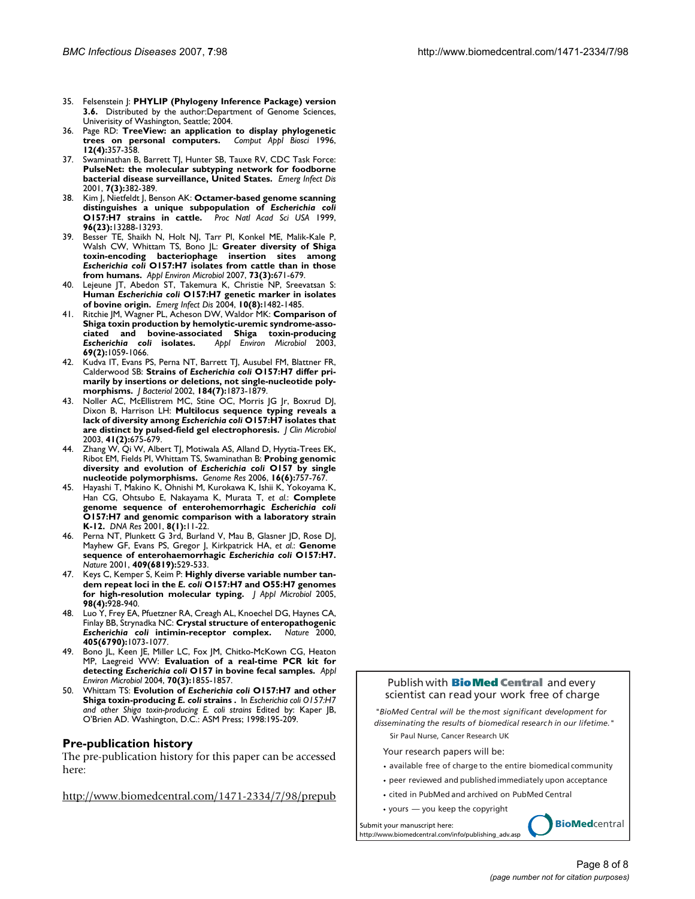35. Felsenstein J: **PHYLIP (Phylogeny Inference Package) version 3.6.** Distributed by the author:Department of Genome Sciences, Univerisity of Washington, Seattle; 2004.
36. Page RD: **TreeView: an application to display phylogenetic trees on personal computers.** *Comput Appl Biosci* 1996, **12(4):**357-358.
37. Swaminathan B, Barrett TJ, Hunter SB, Tauxe RV, CDC Task Force: **PulseNet: the molecular subtyping network for foodborne bacterial disease surveillance, United States.** *Emerg Infect Dis* 2001, **7(3):**382-389.
38. Kim J, Nietfeldt J, Benson AK: **Octamer-based genome scanning distinguishes a unique subpopulation of *Escherichia coli* O157:H7 strains in cattle.** *Proc Natl Acad Sci USA* 1999, **96(23):**13288-13293.
39. Besser TE, Shaikh N, Holt NJ, Tarr PI, Konkel ME, Malik-Kale P, Walsh CW, Whittam TS, Bono JL: **Greater diversity of Shiga toxin-encoding bacteriophage insertion sites among *Escherichia coli* O157:H7 isolates from cattle than in those from humans.** *Appl Environ Microbiol* 2007, **73(3):**671-679.
40. Lejeune JT, Abedon ST, Takemura K, Christie NP, Sreevatsan S: **Human *Escherichia coli* O157:H7 genetic marker in isolates of bovine origin.** *Emerg Infect Dis* 2004, **10(8):**1482-1485.
41. Ritchie JM, Wagner PL, Acheson DW, Waldor MK: **Comparison of Shiga toxin production by hemolytic-uremic syndrome-associated and bovine-associated Shiga toxin-producing *Escherichia coli* isolates.** *Appl Environ Microbiol* 2003, **69(2):**1059-1066.
42. Kudva IT, Evans PS, Perna NT, Barrett TJ, Ausubel FM, Blattner FR, Calderwood SB: **Strains of *Escherichia coli* O157:H7 differ primarily by insertions or deletions, not single-nucleotide polymorphisms.** *J Bacteriol* 2002, **184(7):**1873-1879.
43. Noller AC, McEllistrem MC, Stine OC, Morris JG Jr, Boxrud DJ, Dixon B, Harrison LH: **Multilocus sequence typing reveals a lack of diversity among *Escherichia coli* O157:H7 isolates that are distinct by pulsed-field gel electrophoresis.** *J Clin Microbiol* 2003, **41(2):**675-679.
44. Zhang W, Qi W, Albert TJ, Motiwala AS, Alland D, Hyytia-Trees EK, Ribot EM, Fields PI, Whittam TS, Swaminathan B: **Probing genomic diversity and evolution of *Escherichia coli* O157 by single nucleotide polymorphisms.** *Genome Res* 2006, **16(6):**757-767.
45. Hayashi T, Makino K, Ohnishi M, Kurokawa K, Ishii K, Yokoyama K, Han CG, Ohtsubo E, Nakayama K, Murata T, *et al.*: **Complete genome sequence of enterohemorrhagic *Escherichia coli* O157:H7 and genomic comparison with a laboratory strain K-12.** *DNA Res* 2001, **8(1):**11-22.
46. Perna NT, Plunkett G 3rd, Burland V, Mau B, Glasner JD, Rose DJ, Mayhew GF, Evans PS, Gregor J, Kirkpatrick HA, *et al.*: **Genome sequence of enterohaemorrhagic *Escherichia coli* O157:H7.** *Nature* 2001, **409(6819):**529-533.
47. Keys C, Kemper S, Keim P: **Highly diverse variable number tandem repeat loci in the *E. coli* O157:H7 and O55:H7 genomes for high-resolution molecular typing.** *J Appl Microbiol* 2005, **98(4):**928-940.
48. Luo Y, Frey EA, Pfuetzner RA, Creagh AL, Knoechel DG, Haynes CA, Finlay BB, Strynadka NC: **Crystal structure of enteropathogenic *Escherichia coli* intimin-receptor complex.** *Nature* 2000, **405(6790):**1073-1077.
49. Bono JL, Keen JE, Miller LC, Fox JM, Chitko-McKown CG, Heaton MP, Laegreid WW: **Evaluation of a real-time PCR kit for detecting *Escherichia coli* O157 in bovine fecal samples.** *Appl Environ Microbiol* 2004, **70(3):**1855-1857.
50. Whittam TS: **Evolution of *Escherichia coli* O157:H7 and other Shiga toxin-producing *E. coli* strains .** In *Escherichia coli O157:H7 and other Shiga toxin-producing E. coli strains* Edited by: Kaper JB, O'Brien AD. Washington, D.C.: ASM Press; 1998:195-209.

## Pre-publication history

The pre-publication history for this paper can be accessed here:

http://www.biomedcentral.com/1471-2334/7/98/prepub

Publish with **BioMed Central** and every scientist can read your work free of charge

*"BioMed Central will be the most significant development for disseminating the results of biomedical research in our lifetime."*

Sir Paul Nurse, Cancer Research UK

Your research papers will be:

- available free of charge to the entire biomedical community
- peer reviewed and published immediately upon acceptance
- cited in PubMed and archived on PubMed Central
- yours — you keep the copyright

Submit your manuscript here:
http://www.biomedcentral.com/info/publishing_adv.asp

**BioMed**central